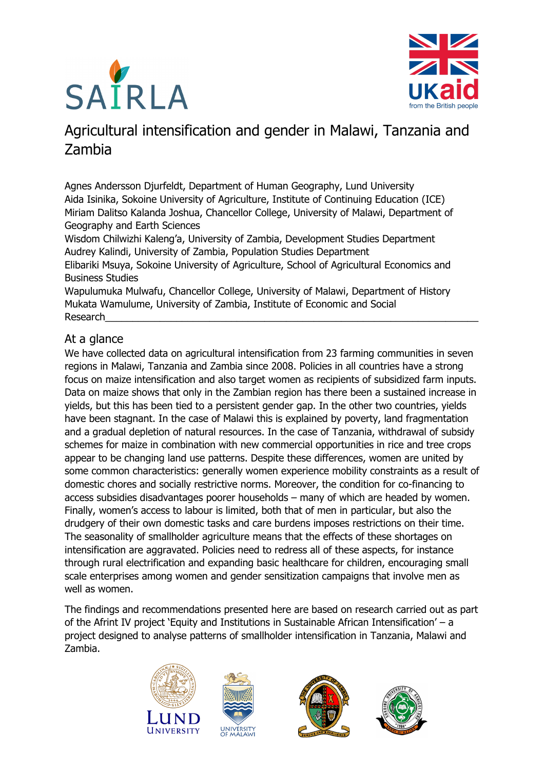# Agricultural intensification and gender in Malawi, Tanzania and Zambia

Agnes Andersson Djurfeldt, Department of Human Geography, Lund University
Aida Isinika, Sokoine University of Agriculture, Institute of Continuing Education (ICE)
Miriam Dalitso Kalanda Joshua, Chancellor College, University of Malawi, Department of Geography and Earth Sciences
Wisdom Chilwizhi Kaleng'a, University of Zambia, Development Studies Department
Audrey Kalindi, University of Zambia, Population Studies Department
Elibariki Msuya, Sokoine University of Agriculture, School of Agricultural Economics and Business Studies
Wapulumuka Mulwafu, Chancellor College, University of Malawi, Department of History
Mukata Wamulume, University of Zambia, Institute of Economic and Social Research

## At a glance

We have collected data on agricultural intensification from 23 farming communities in seven regions in Malawi, Tanzania and Zambia since 2008. Policies in all countries have a strong focus on maize intensification and also target women as recipients of subsidized farm inputs. Data on maize shows that only in the Zambian region has there been a sustained increase in yields, but this has been tied to a persistent gender gap. In the other two countries, yields have been stagnant. In the case of Malawi this is explained by poverty, land fragmentation and a gradual depletion of natural resources. In the case of Tanzania, withdrawal of subsidy schemes for maize in combination with new commercial opportunities in rice and tree crops appear to be changing land use patterns. Despite these differences, women are united by some common characteristics: generally women experience mobility constraints as a result of domestic chores and socially restrictive norms. Moreover, the condition for co-financing to access subsidies disadvantages poorer households – many of which are headed by women. Finally, women's access to labour is limited, both that of men in particular, but also the drudgery of their own domestic tasks and care burdens imposes restrictions on their time. The seasonality of smallholder agriculture means that the effects of these shortages on intensification are aggravated. Policies need to redress all of these aspects, for instance through rural electrification and expanding basic healthcare for children, encouraging small scale enterprises among women and gender sensitization campaigns that involve men as well as women.

The findings and recommendations presented here are based on research carried out as part of the Afrint IV project 'Equity and Institutions in Sustainable African Intensification' – a project designed to analyse patterns of smallholder intensification in Tanzania, Malawi and Zambia.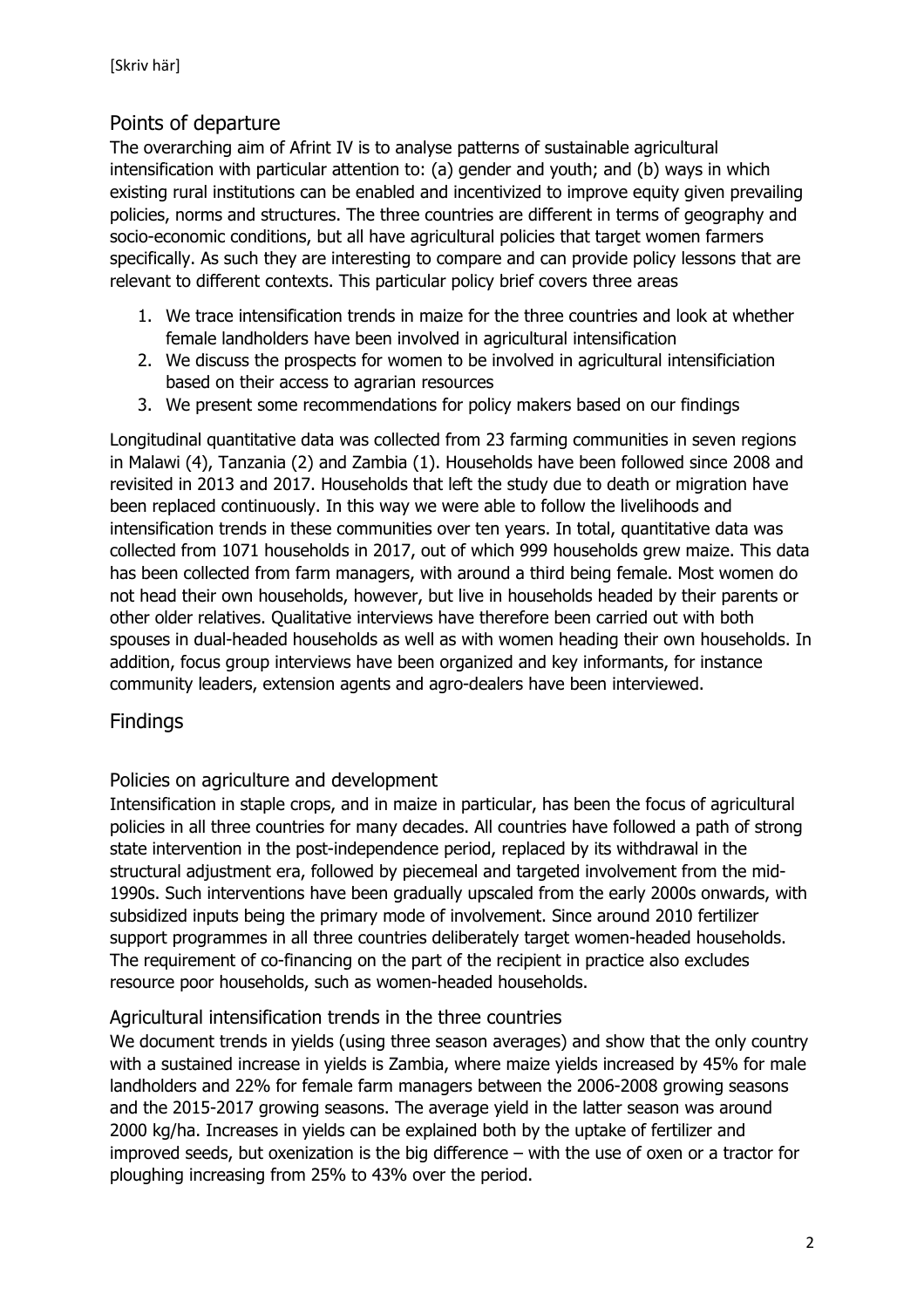## Points of departure

The overarching aim of Afrint IV is to analyse patterns of sustainable agricultural intensification with particular attention to: (a) gender and youth; and (b) ways in which existing rural institutions can be enabled and incentivized to improve equity given prevailing policies, norms and structures. The three countries are different in terms of geography and socio-economic conditions, but all have agricultural policies that target women farmers specifically. As such they are interesting to compare and can provide policy lessons that are relevant to different contexts. This particular policy brief covers three areas

1. We trace intensification trends in maize for the three countries and look at whether female landholders have been involved in agricultural intensification
2. We discuss the prospects for women to be involved in agricultural intensificiation based on their access to agrarian resources
3. We present some recommendations for policy makers based on our findings

Longitudinal quantitative data was collected from 23 farming communities in seven regions in Malawi (4), Tanzania (2) and Zambia (1). Households have been followed since 2008 and revisited in 2013 and 2017. Households that left the study due to death or migration have been replaced continuously. In this way we were able to follow the livelihoods and intensification trends in these communities over ten years. In total, quantitative data was collected from 1071 households in 2017, out of which 999 households grew maize. This data has been collected from farm managers, with around a third being female. Most women do not head their own households, however, but live in households headed by their parents or other older relatives. Qualitative interviews have therefore been carried out with both spouses in dual-headed households as well as with women heading their own households. In addition, focus group interviews have been organized and key informants, for instance community leaders, extension agents and agro-dealers have been interviewed.

## Findings

### Policies on agriculture and development

Intensification in staple crops, and in maize in particular, has been the focus of agricultural policies in all three countries for many decades. All countries have followed a path of strong state intervention in the post-independence period, replaced by its withdrawal in the structural adjustment era, followed by piecemeal and targeted involvement from the mid-1990s. Such interventions have been gradually upscaled from the early 2000s onwards, with subsidized inputs being the primary mode of involvement. Since around 2010 fertilizer support programmes in all three countries deliberately target women-headed households. The requirement of co-financing on the part of the recipient in practice also excludes resource poor households, such as women-headed households.

### Agricultural intensification trends in the three countries

We document trends in yields (using three season averages) and show that the only country with a sustained increase in yields is Zambia, where maize yields increased by 45% for male landholders and 22% for female farm managers between the 2006-2008 growing seasons and the 2015-2017 growing seasons. The average yield in the latter season was around 2000 kg/ha. Increases in yields can be explained both by the uptake of fertilizer and improved seeds, but oxenization is the big difference – with the use of oxen or a tractor for ploughing increasing from 25% to 43% over the period.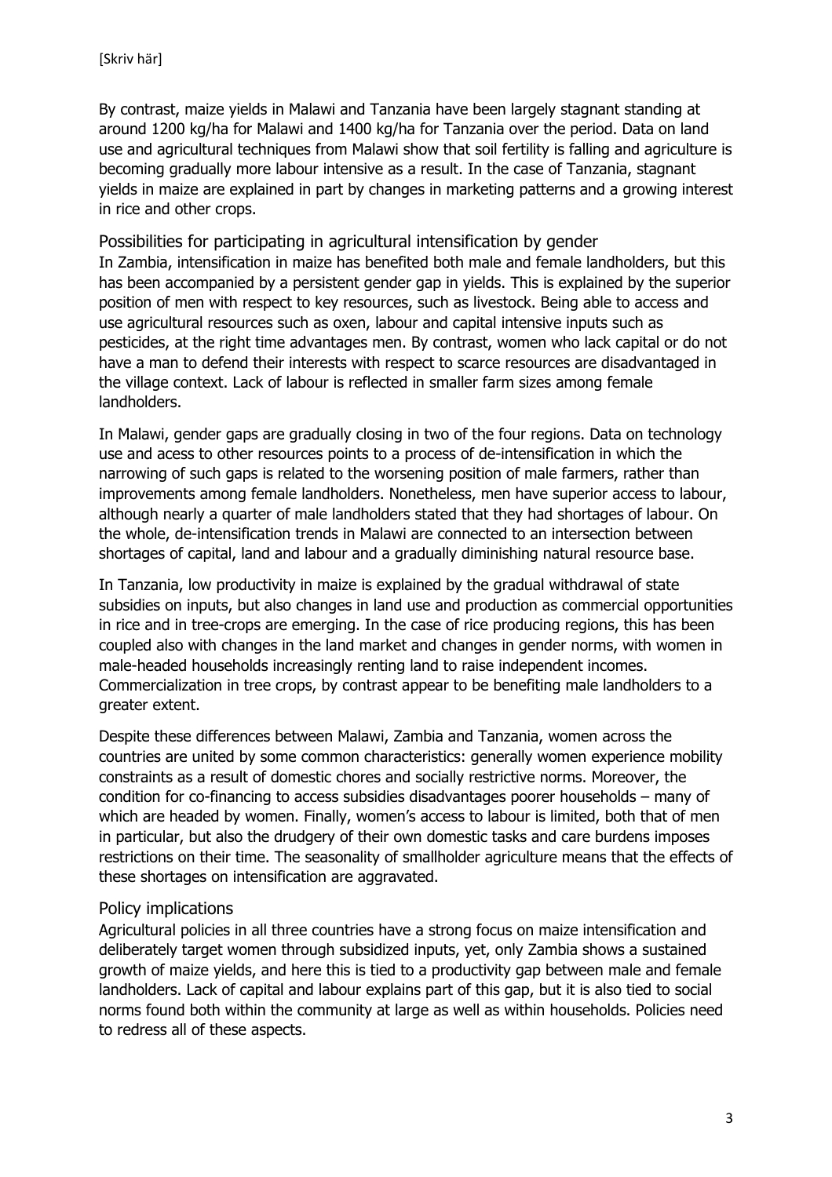By contrast, maize yields in Malawi and Tanzania have been largely stagnant standing at around 1200 kg/ha for Malawi and 1400 kg/ha for Tanzania over the period. Data on land use and agricultural techniques from Malawi show that soil fertility is falling and agriculture is becoming gradually more labour intensive as a result. In the case of Tanzania, stagnant yields in maize are explained in part by changes in marketing patterns and a growing interest in rice and other crops.

## Possibilities for participating in agricultural intensification by gender

In Zambia, intensification in maize has benefited both male and female landholders, but this has been accompanied by a persistent gender gap in yields. This is explained by the superior position of men with respect to key resources, such as livestock. Being able to access and use agricultural resources such as oxen, labour and capital intensive inputs such as pesticides, at the right time advantages men. By contrast, women who lack capital or do not have a man to defend their interests with respect to scarce resources are disadvantaged in the village context. Lack of labour is reflected in smaller farm sizes among female landholders.

In Malawi, gender gaps are gradually closing in two of the four regions. Data on technology use and acess to other resources points to a process of de-intensification in which the narrowing of such gaps is related to the worsening position of male farmers, rather than improvements among female landholders. Nonetheless, men have superior access to labour, although nearly a quarter of male landholders stated that they had shortages of labour. On the whole, de-intensification trends in Malawi are connected to an intersection between shortages of capital, land and labour and a gradually diminishing natural resource base.

In Tanzania, low productivity in maize is explained by the gradual withdrawal of state subsidies on inputs, but also changes in land use and production as commercial opportunities in rice and in tree-crops are emerging. In the case of rice producing regions, this has been coupled also with changes in the land market and changes in gender norms, with women in male-headed households increasingly renting land to raise independent incomes. Commercialization in tree crops, by contrast appear to be benefiting male landholders to a greater extent.

Despite these differences between Malawi, Zambia and Tanzania, women across the countries are united by some common characteristics: generally women experience mobility constraints as a result of domestic chores and socially restrictive norms. Moreover, the condition for co-financing to access subsidies disadvantages poorer households – many of which are headed by women. Finally, women's access to labour is limited, both that of men in particular, but also the drudgery of their own domestic tasks and care burdens imposes restrictions on their time. The seasonality of smallholder agriculture means that the effects of these shortages on intensification are aggravated.

## Policy implications

Agricultural policies in all three countries have a strong focus on maize intensification and deliberately target women through subsidized inputs, yet, only Zambia shows a sustained growth of maize yields, and here this is tied to a productivity gap between male and female landholders. Lack of capital and labour explains part of this gap, but it is also tied to social norms found both within the community at large as well as within households. Policies need to redress all of these aspects.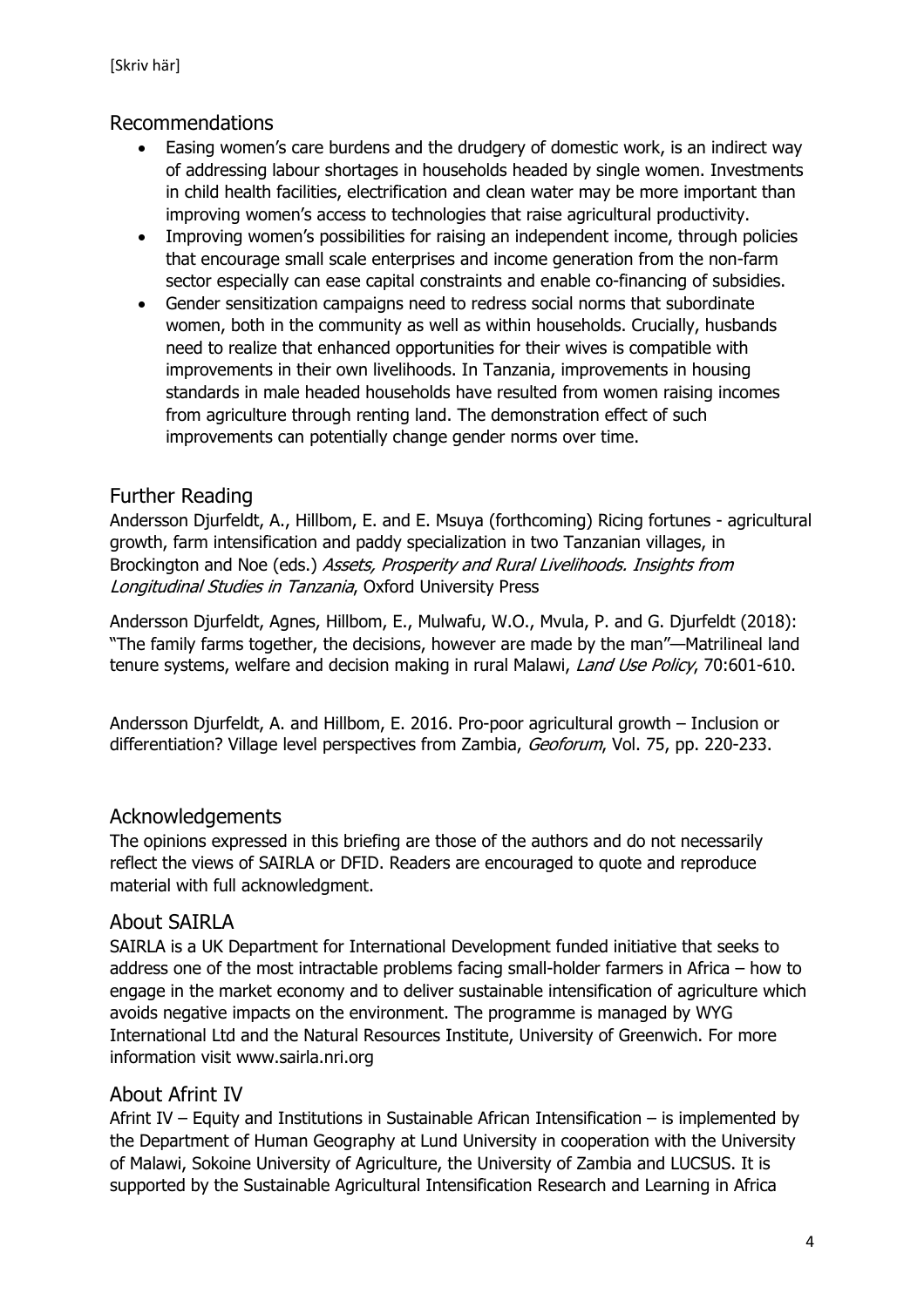## Recommendations

- Easing women's care burdens and the drudgery of domestic work, is an indirect way of addressing labour shortages in households headed by single women. Investments in child health facilities, electrification and clean water may be more important than improving women's access to technologies that raise agricultural productivity.
- Improving women's possibilities for raising an independent income, through policies that encourage small scale enterprises and income generation from the non-farm sector especially can ease capital constraints and enable co-financing of subsidies.
- Gender sensitization campaigns need to redress social norms that subordinate women, both in the community as well as within households. Crucially, husbands need to realize that enhanced opportunities for their wives is compatible with improvements in their own livelihoods. In Tanzania, improvements in housing standards in male headed households have resulted from women raising incomes from agriculture through renting land. The demonstration effect of such improvements can potentially change gender norms over time.

## Further Reading

Andersson Djurfeldt, A., Hillbom, E. and E. Msuya (forthcoming) Ricing fortunes - agricultural growth, farm intensification and paddy specialization in two Tanzanian villages, in Brockington and Noe (eds.) *Assets, Prosperity and Rural Livelihoods. Insights from Longitudinal Studies in Tanzania*, Oxford University Press

Andersson Djurfeldt, Agnes, Hillbom, E., Mulwafu, W.O., Mvula, P. and G. Djurfeldt (2018): "The family farms together, the decisions, however are made by the man"—Matrilineal land tenure systems, welfare and decision making in rural Malawi, *Land Use Policy*, 70:601-610.

Andersson Djurfeldt, A. and Hillbom, E. 2016. Pro-poor agricultural growth – Inclusion or differentiation? Village level perspectives from Zambia, *Geoforum*, Vol. 75, pp. 220-233.

## Acknowledgements

The opinions expressed in this briefing are those of the authors and do not necessarily reflect the views of SAIRLA or DFID. Readers are encouraged to quote and reproduce material with full acknowledgment.

## About SAIRLA

SAIRLA is a UK Department for International Development funded initiative that seeks to address one of the most intractable problems facing small-holder farmers in Africa – how to engage in the market economy and to deliver sustainable intensification of agriculture which avoids negative impacts on the environment. The programme is managed by WYG International Ltd and the Natural Resources Institute, University of Greenwich. For more information visit www.sairla.nri.org

## About Afrint IV

Afrint IV – Equity and Institutions in Sustainable African Intensification – is implemented by the Department of Human Geography at Lund University in cooperation with the University of Malawi, Sokoine University of Agriculture, the University of Zambia and LUCSUS. It is supported by the Sustainable Agricultural Intensification Research and Learning in Africa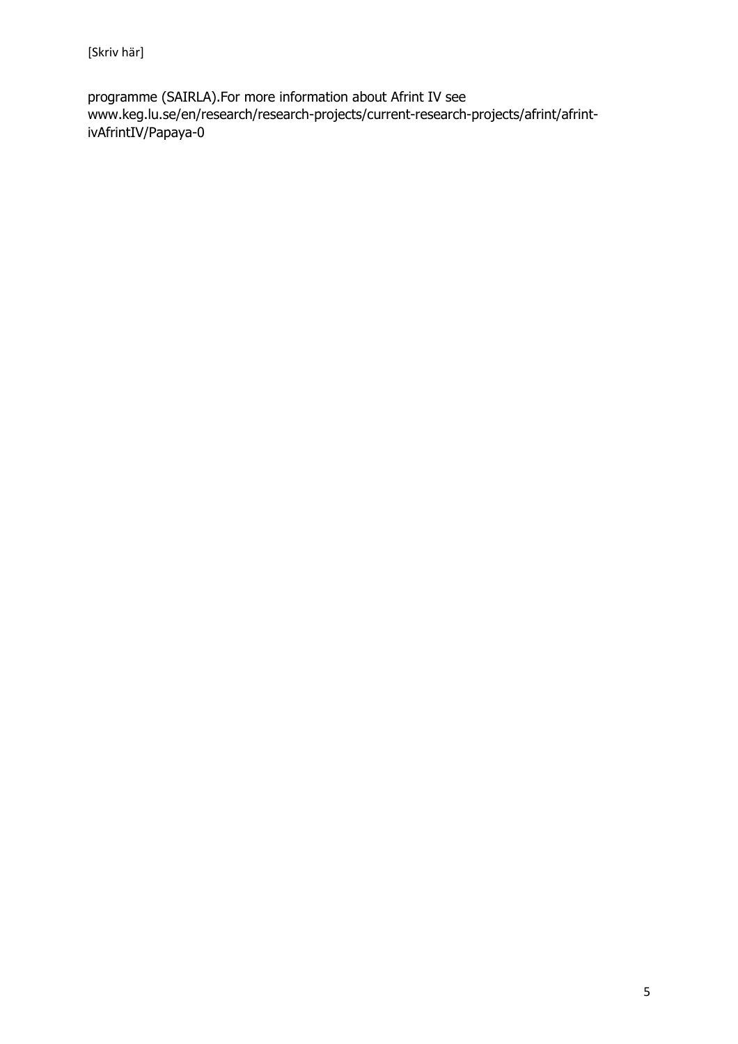programme (SAIRLA).For more information about Afrint IV see www.keg.lu.se/en/research/research-projects/current-research-projects/afrint/afrint-ivAfrintIV/Papaya-0